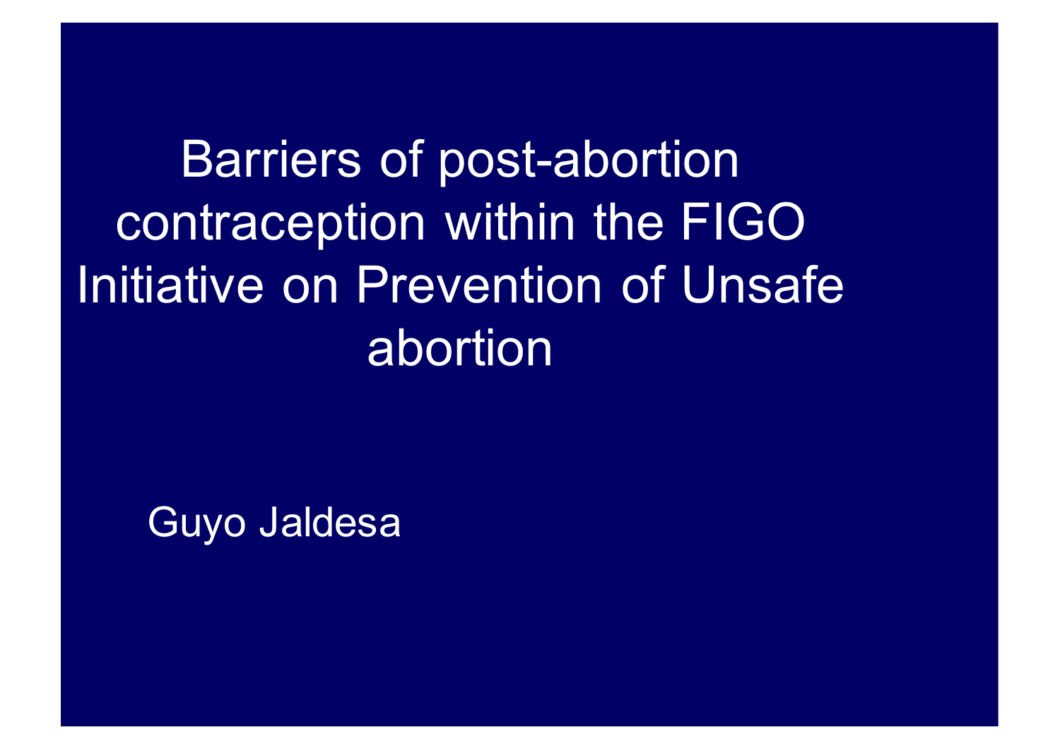# Barriers of post-abortion contraception within the FIGO Initiative on Prevention of Unsafe abortion

Guyo Jaldesa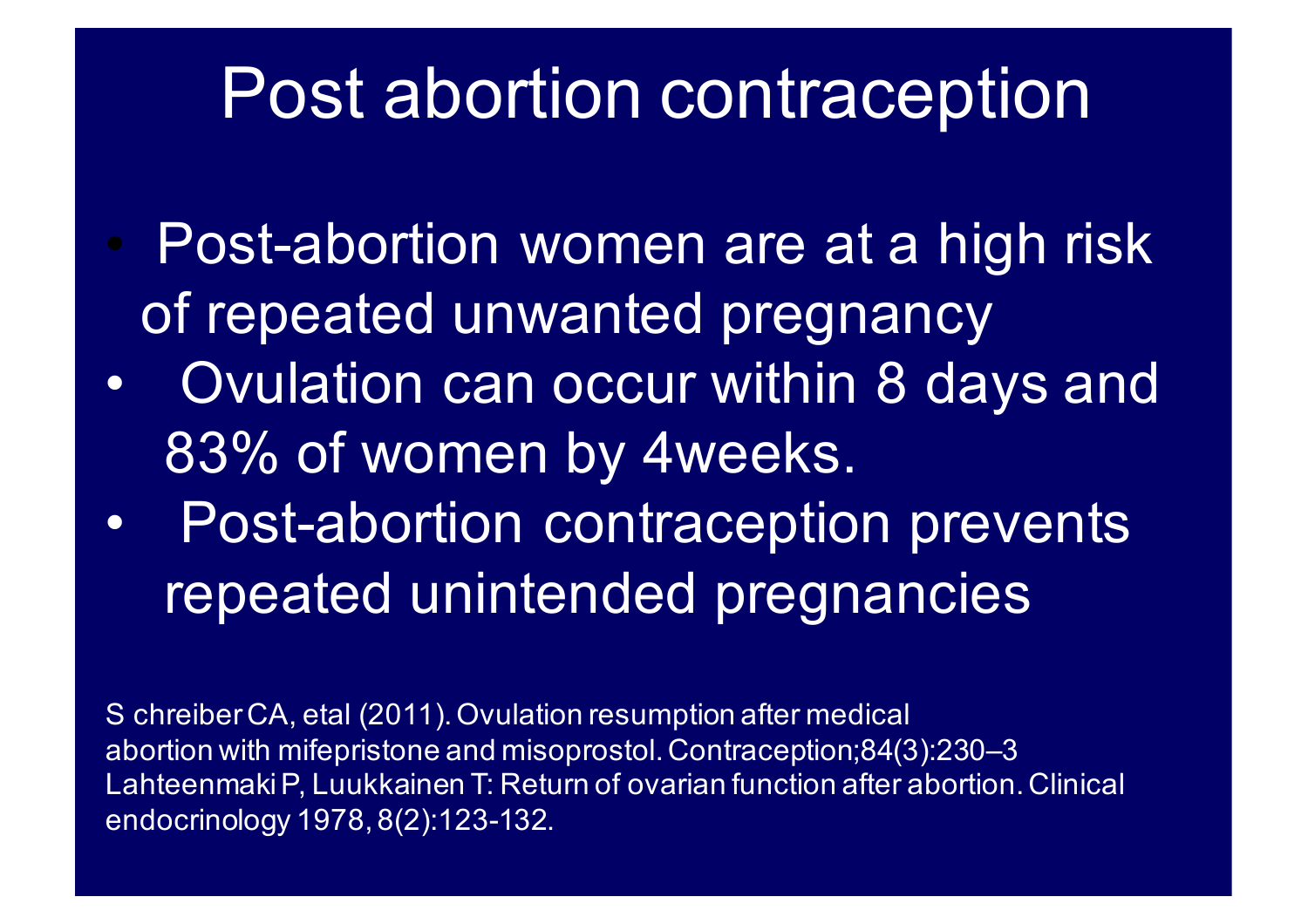# Post abortion contraception

- Post-abortion women are at a high risk of repeated unwanted pregnancy
- Ovulation can occur within 8 days and 83% of women by 4weeks.
- Post-abortion contraception prevents repeated unintended pregnancies

S chreiber CA, etal (2011). Ovulation resumption after medical abortion with mifepristone and misoprostol. Contraception;84(3):230–3
Lahteenmaki P, Luukkainen T: Return of ovarian function after abortion. Clinical endocrinology 1978, 8(2):123-132.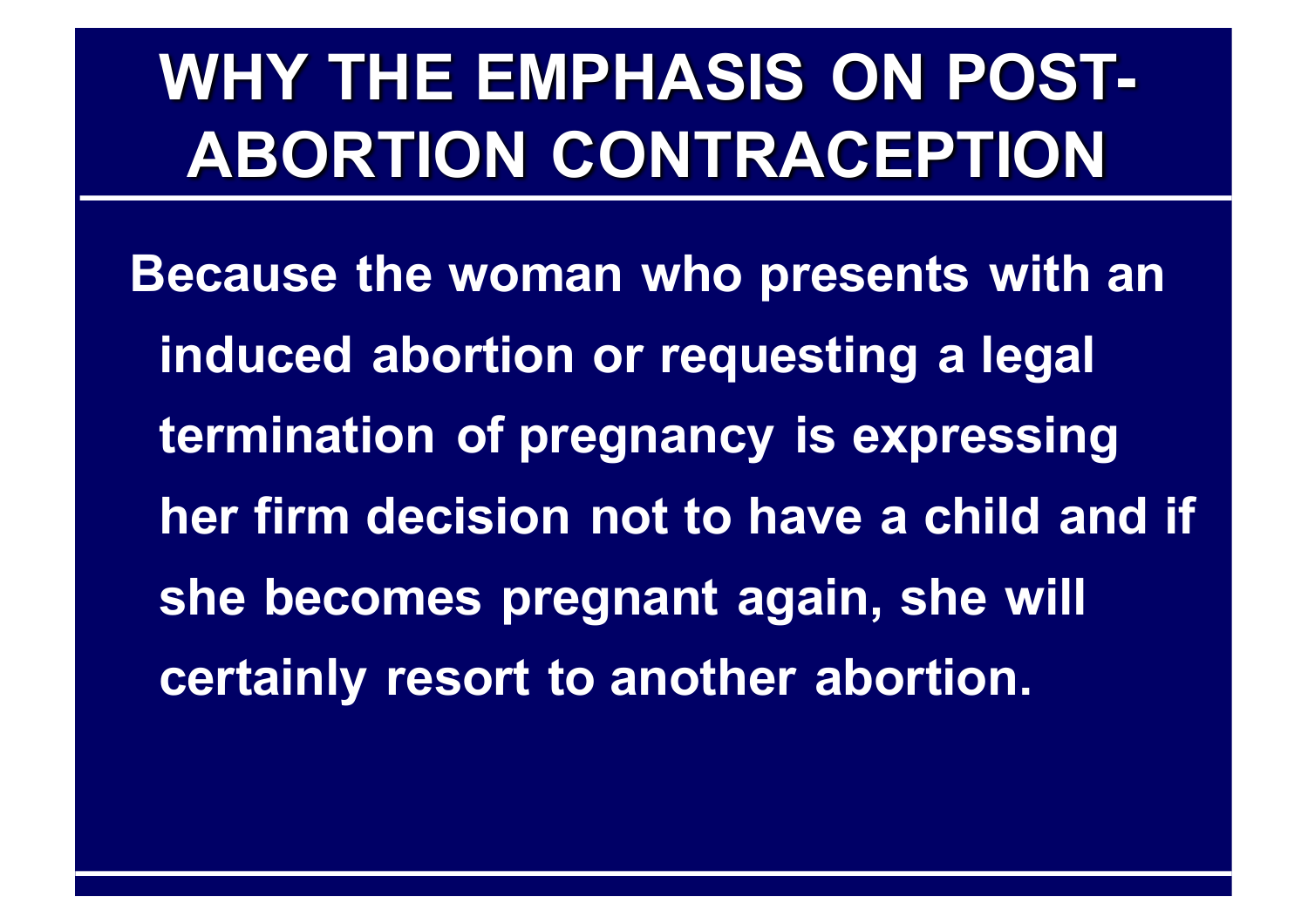# WHY THE EMPHASIS ON POST-ABORTION CONTRACEPTION

Because the woman who presents with an induced abortion or requesting a legal termination of pregnancy is expressing her firm decision not to have a child and if she becomes pregnant again, she will certainly resort to another abortion.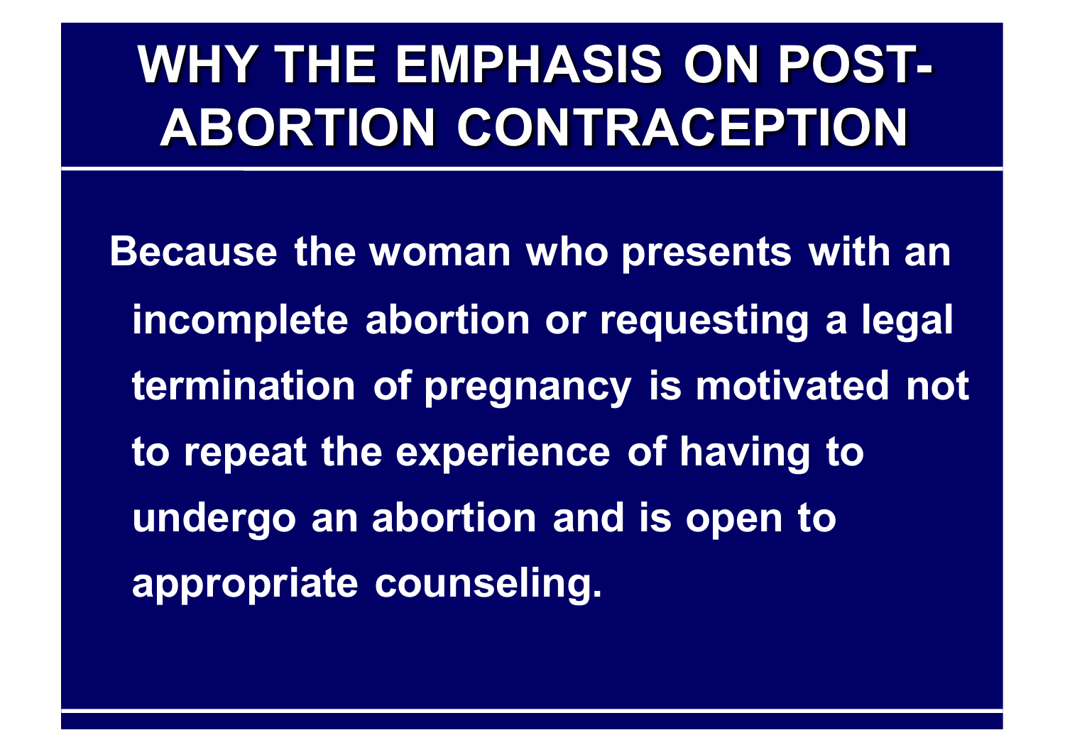# WHY THE EMPHASIS ON POST-ABORTION CONTRACEPTION

**Because the woman who presents with an incomplete abortion or requesting a legal termination of pregnancy is motivated not to repeat the experience of having to undergo an abortion and is open to appropriate counseling.**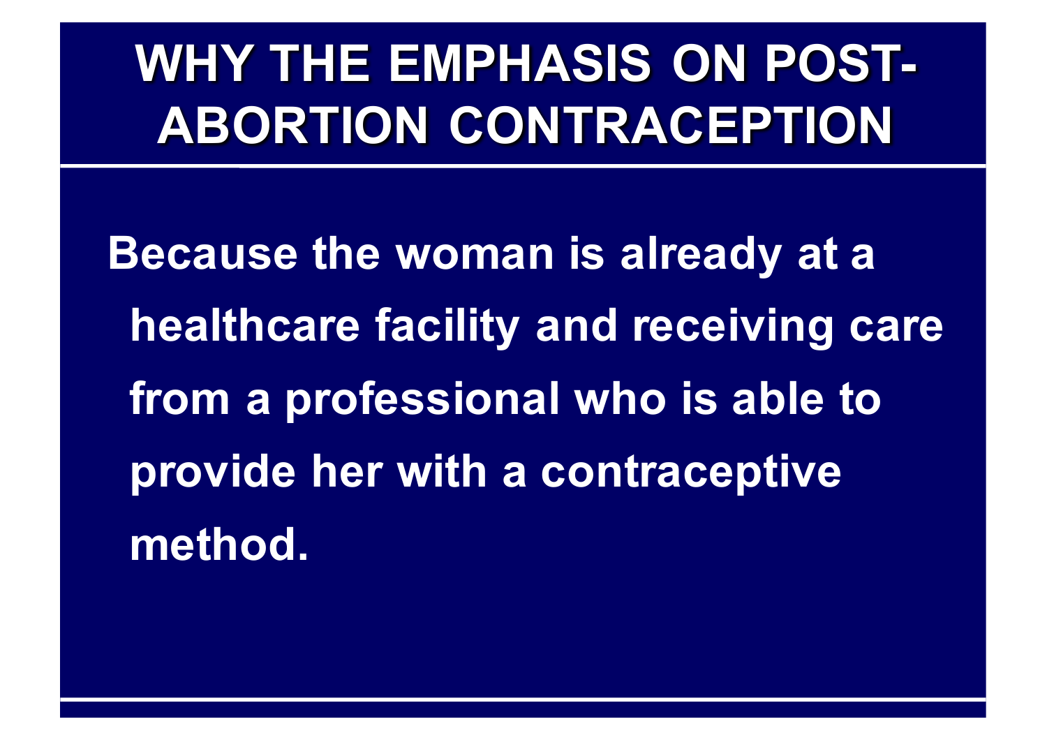# WHY THE EMPHASIS ON POST-ABORTION CONTRACEPTION

Because the woman is already at a healthcare facility and receiving care from a professional who is able to provide her with a contraceptive method.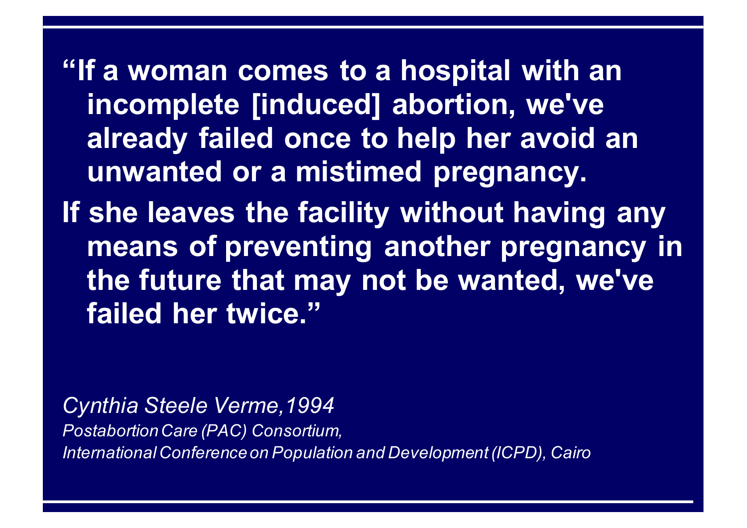**"If a woman comes to a hospital with an incomplete [induced] abortion, we've already failed once to help her avoid an unwanted or a mistimed pregnancy.**

**If she leaves the facility without having any means of preventing another pregnancy in the future that may not be wanted, we've failed her twice."**

*Cynthia Steele Verme,1994*

*Postabortion Care (PAC) Consortium,*

*International Conference on Population and Development (ICPD), Cairo*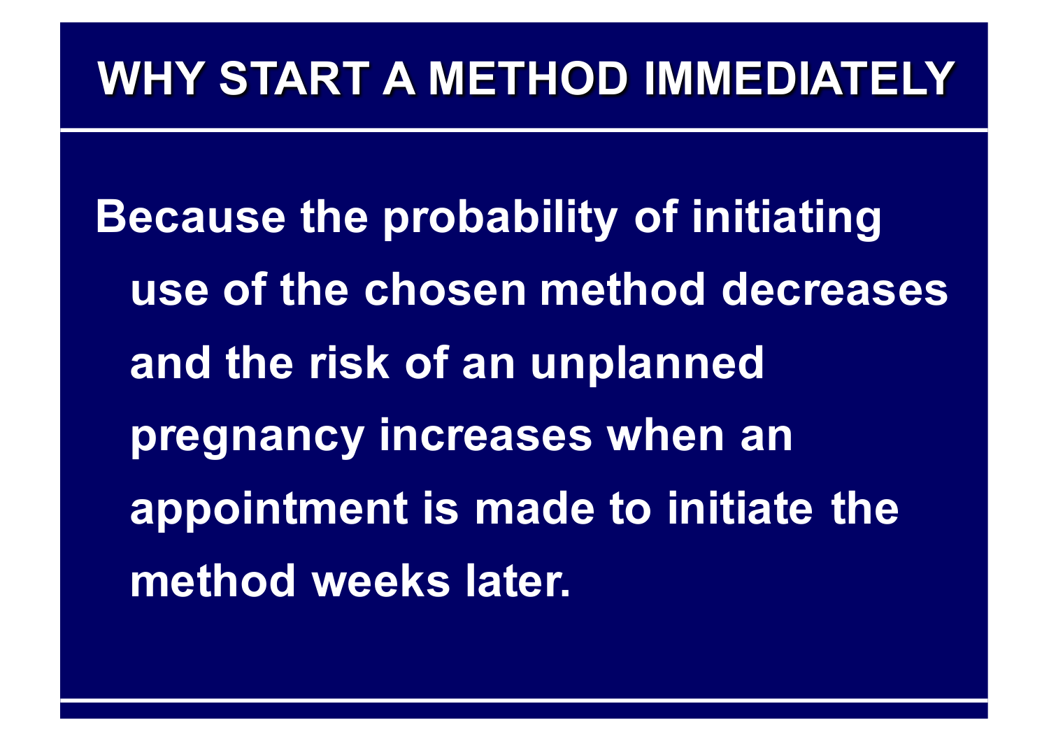# WHY START A METHOD IMMEDIATELY

Because the probability of initiating use of the chosen method decreases and the risk of an unplanned pregnancy increases when an appointment is made to initiate the method weeks later.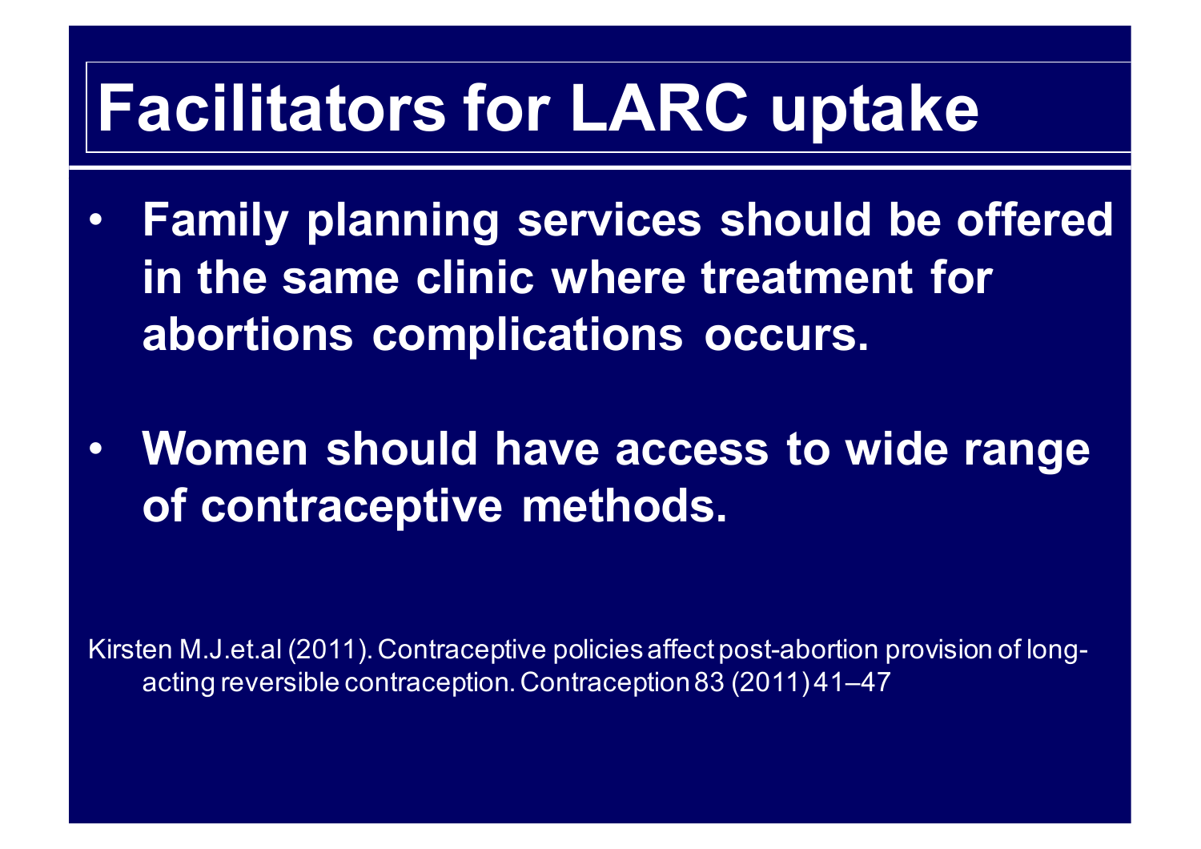# Facilitators for LARC uptake

- **Family planning services should be offered in the same clinic where treatment for abortions complications occurs.**
- **Women should have access to wide range of contraceptive methods.**

Kirsten M.J.et.al (2011). Contraceptive policies affect post-abortion provision of long-acting reversible contraception. Contraception 83 (2011) 41–47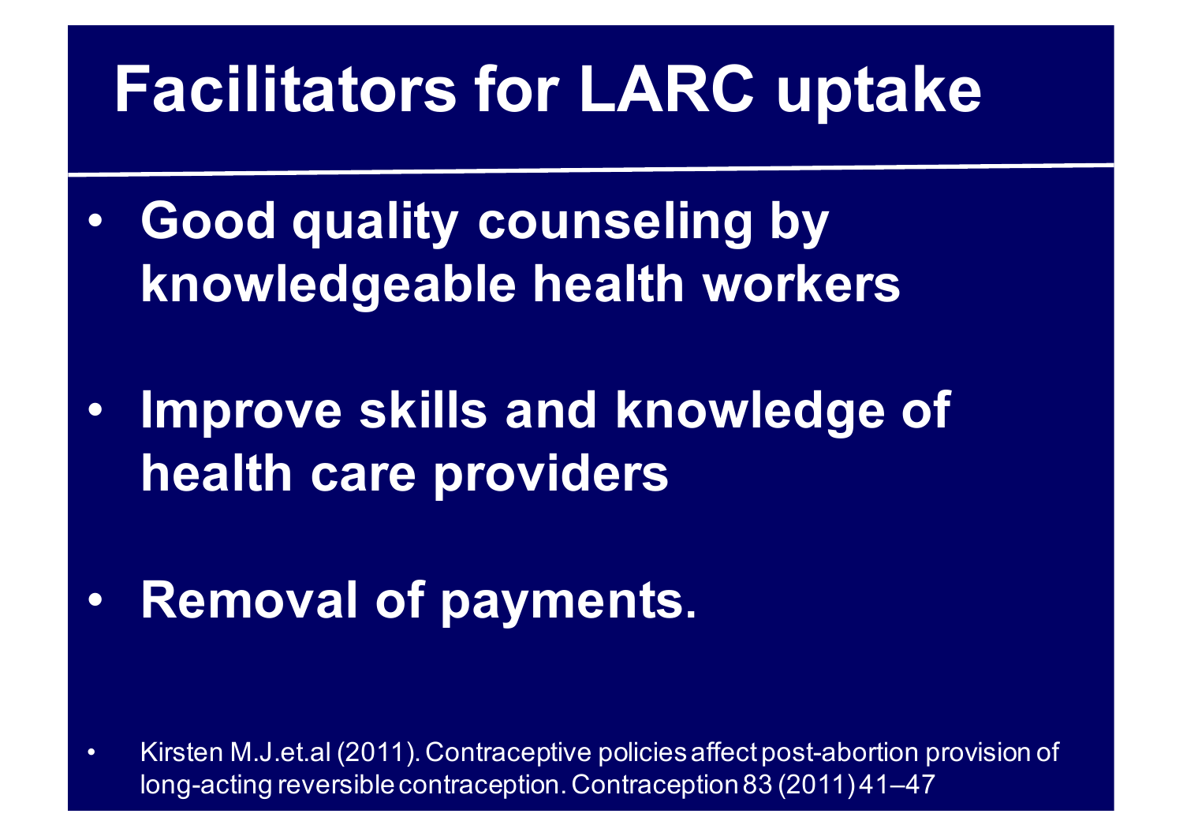# Facilitators for LARC uptake

- **Good quality counseling by knowledgeable health workers**
- **Improve skills and knowledge of health care providers**
- **Removal of payments.**

- Kirsten M.J.et.al (2011). Contraceptive policies affect post-abortion provision of long-acting reversible contraception. Contraception 83 (2011) 41–47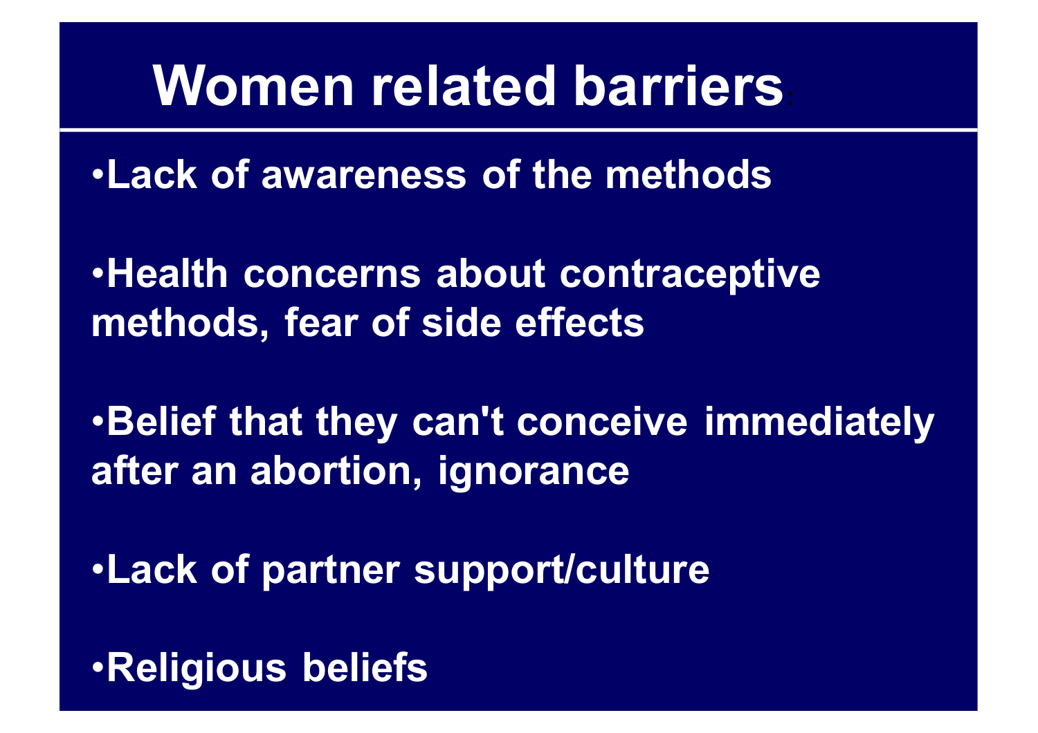# Women related barriers:

- Lack of awareness of the methods
- Health concerns about contraceptive methods, fear of side effects
- Belief that they can't conceive immediately after an abortion, ignorance
- Lack of partner support/culture
- Religious beliefs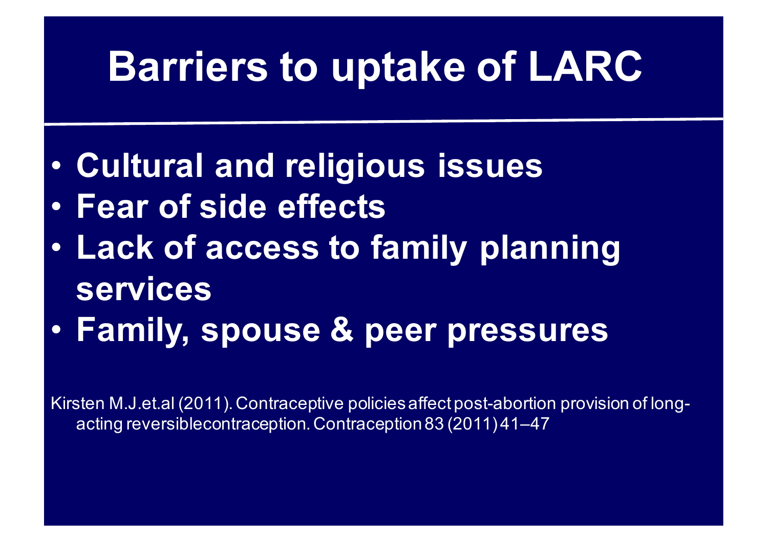# Barriers to uptake of LARC

- Cultural and religious issues
- Fear of side effects
- Lack of access to family planning services
- Family, spouse & peer pressures

Kirsten M.J.et.al (2011). Contraceptive policies affect post-abortion provision of long-acting reversiblecontraception. Contraception 83 (2011) 41–47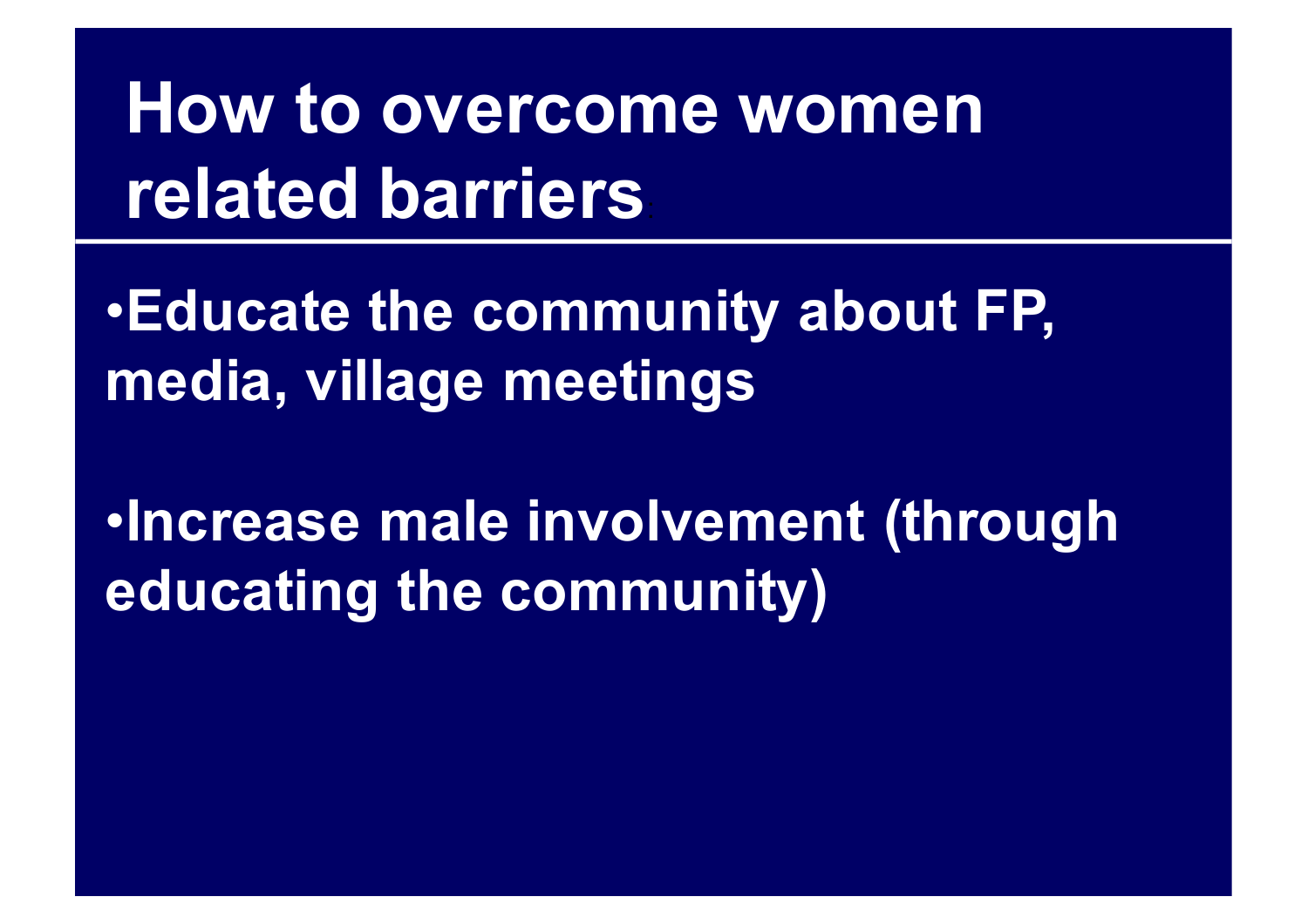# How to overcome women related barriers

- Educate the community about FP, media, village meetings

- Increase male involvement (through educating the community)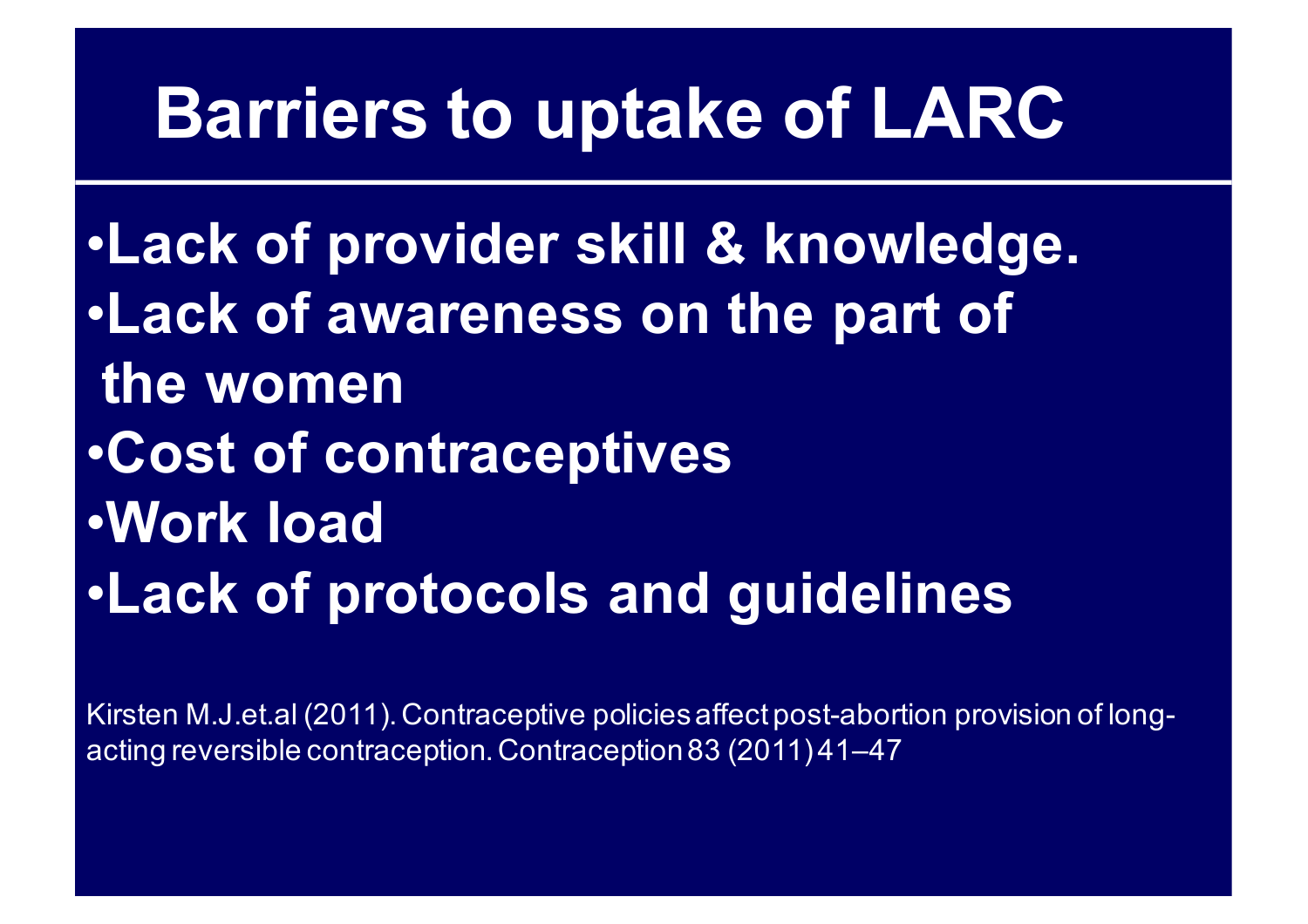# Barriers to uptake of LARC

- **Lack of provider skill & knowledge.**
- **Lack of awareness on the part of the women**
- **Cost of contraceptives**
- **Work load**
- **Lack of protocols and guidelines**

Kirsten M.J.et.al (2011). Contraceptive policies affect post-abortion provision of long-acting reversible contraception. Contraception 83 (2011) 41–47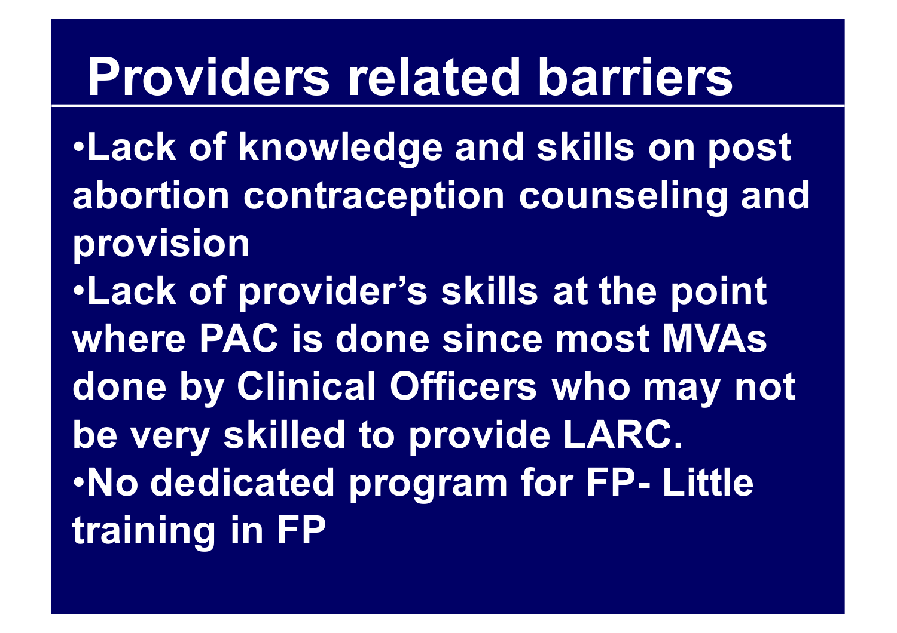# Providers related barriers

- Lack of knowledge and skills on post abortion contraception counseling and provision
- Lack of provider's skills at the point where PAC is done since most MVAs done by Clinical Officers who may not be very skilled to provide LARC.
- No dedicated program for FP- Little training in FP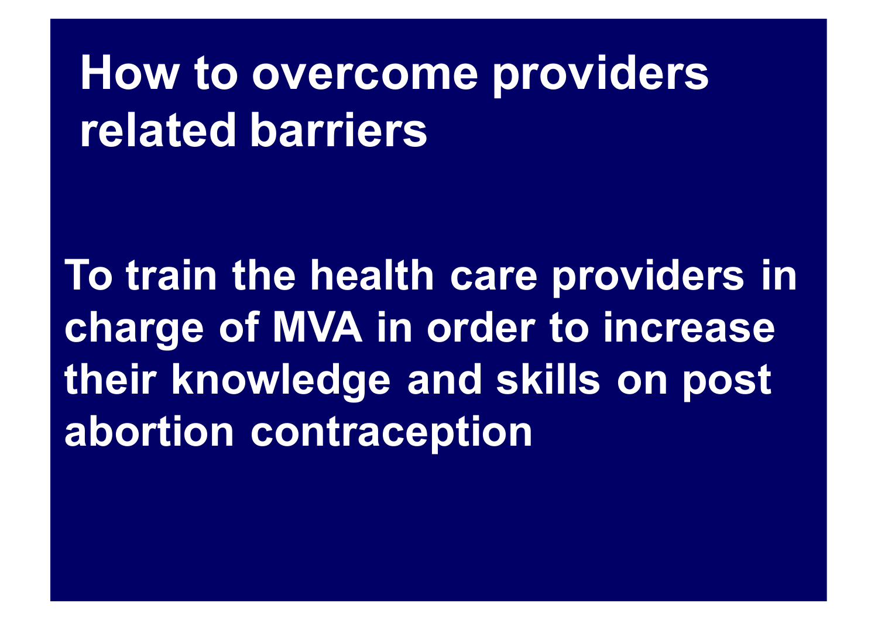# How to overcome providers related barriers

To train the health care providers in charge of MVA in order to increase their knowledge and skills on post abortion contraception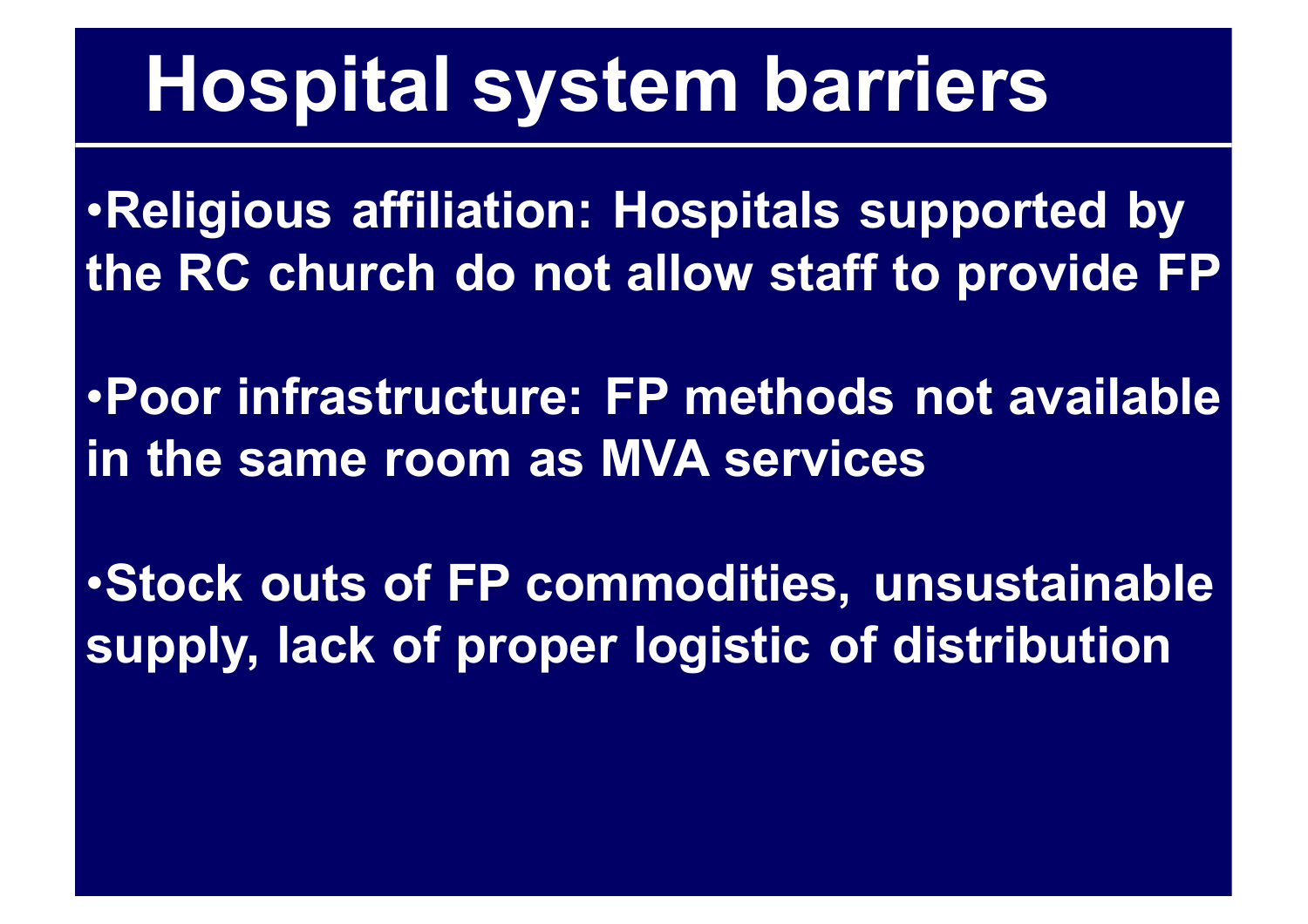# Hospital system barriers

- Religious affiliation: Hospitals supported by the RC church do not allow staff to provide FP
- Poor infrastructure: FP methods not available in the same room as MVA services
- Stock outs of FP commodities, unsustainable supply, lack of proper logistic of distribution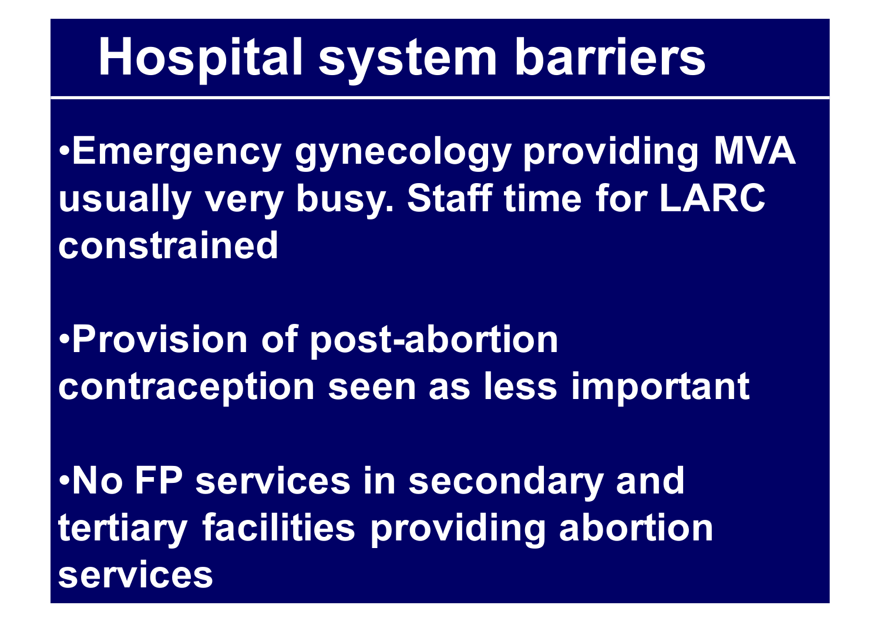# Hospital system barriers

- **Emergency gynecology providing MVA usually very busy. Staff time for LARC constrained**

- **Provision of post-abortion contraception seen as less important**

- **No FP services in secondary and tertiary facilities providing abortion services**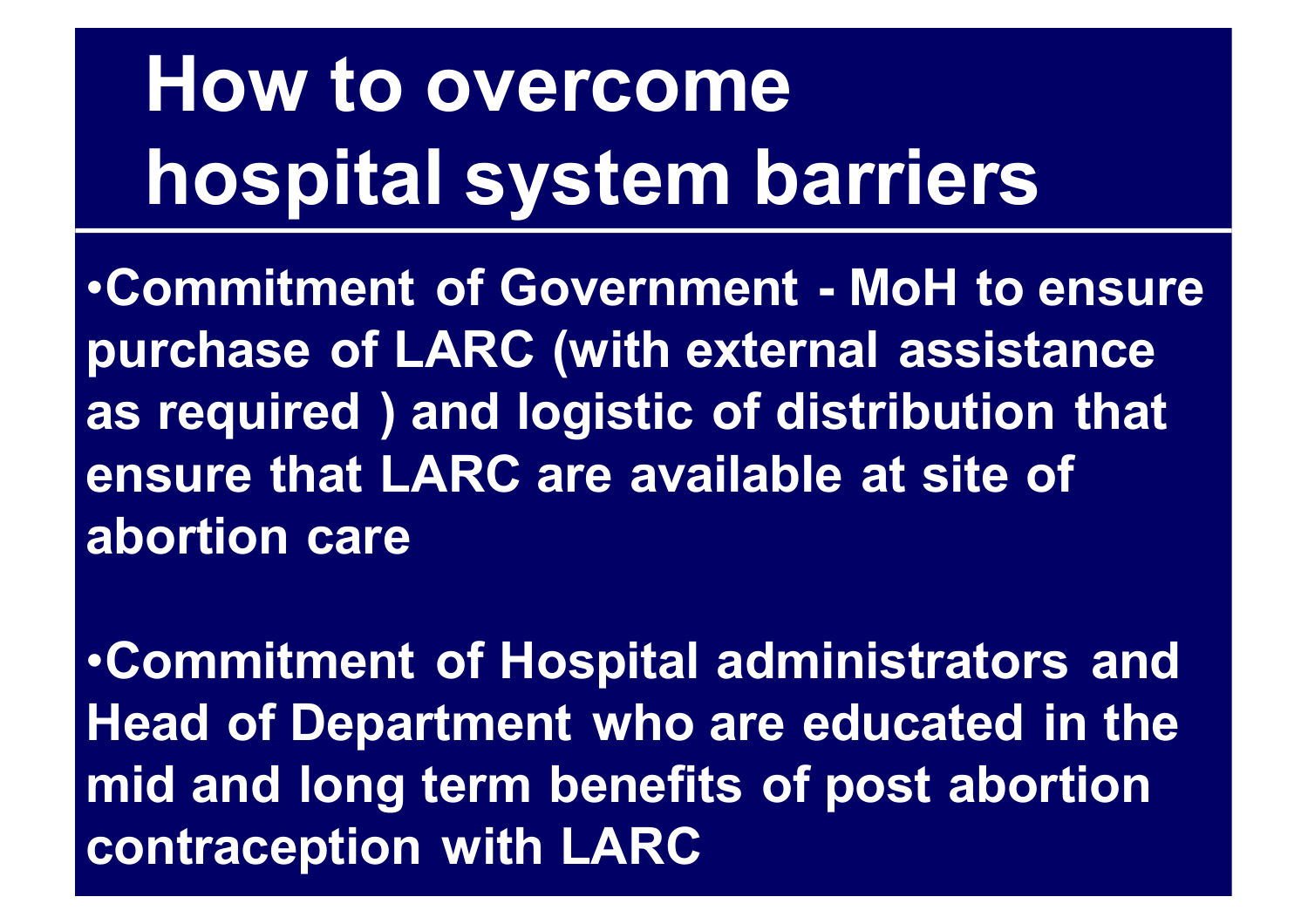# How to overcome hospital system barriers

- Commitment of Government - MoH to ensure purchase of LARC (with external assistance as required ) and logistic of distribution that ensure that LARC are available at site of abortion care

- Commitment of Hospital administrators and Head of Department who are educated in the mid and long term benefits of post abortion contraception with LARC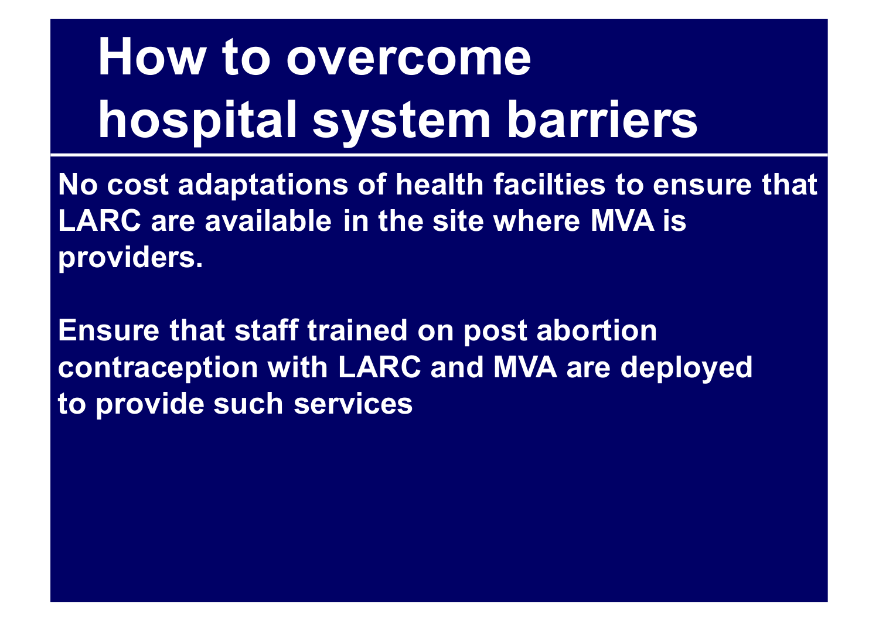# How to overcome hospital system barriers

**No cost adaptations of health facilties to ensure that LARC are available in the site where MVA is providers.**

**Ensure that staff trained on post abortion contraception with LARC and MVA are deployed to provide such services**